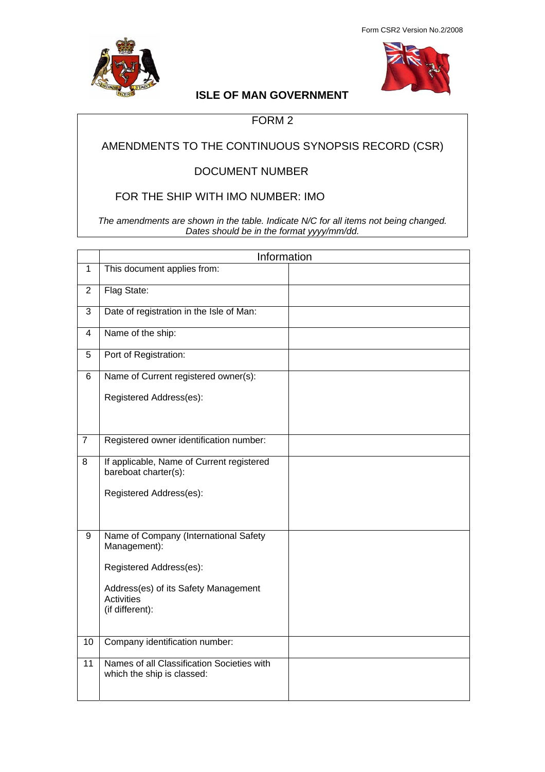Form CSR2 Version No.2/2008

# ISLE OF MAN GOVERNMENT

## FORM 2

## AMENDMENTS TO THE CONTINUOUS SYNOPSIS RECORD (CSR)

## DOCUMENT NUMBER

## FOR THE SHIP WITH IMO NUMBER: IMO

*The amendments are shown in the table. Indicate N/C for all items not being changed. Dates should be in the format yyyy/mm/dd.*

| | Information | |
|---|---|---|
| 1 | This document applies from: | |
| 2 | Flag State: | |
| 3 | Date of registration in the Isle of Man: | |
| 4 | Name of the ship: | |
| 5 | Port of Registration: | |
| 6 | Name of Current registered owner(s):<br><br>Registered Address(es): | |
| 7 | Registered owner identification number: | |
| 8 | If applicable, Name of Current registered bareboat charter(s):<br><br>Registered Address(es): | |
| 9 | Name of Company (International Safety Management):<br><br>Registered Address(es):<br><br>Address(es) of its Safety Management Activities (if different): | |
| 10 | Company identification number: | |
| 11 | Names of all Classification Societies with which the ship is classed: | |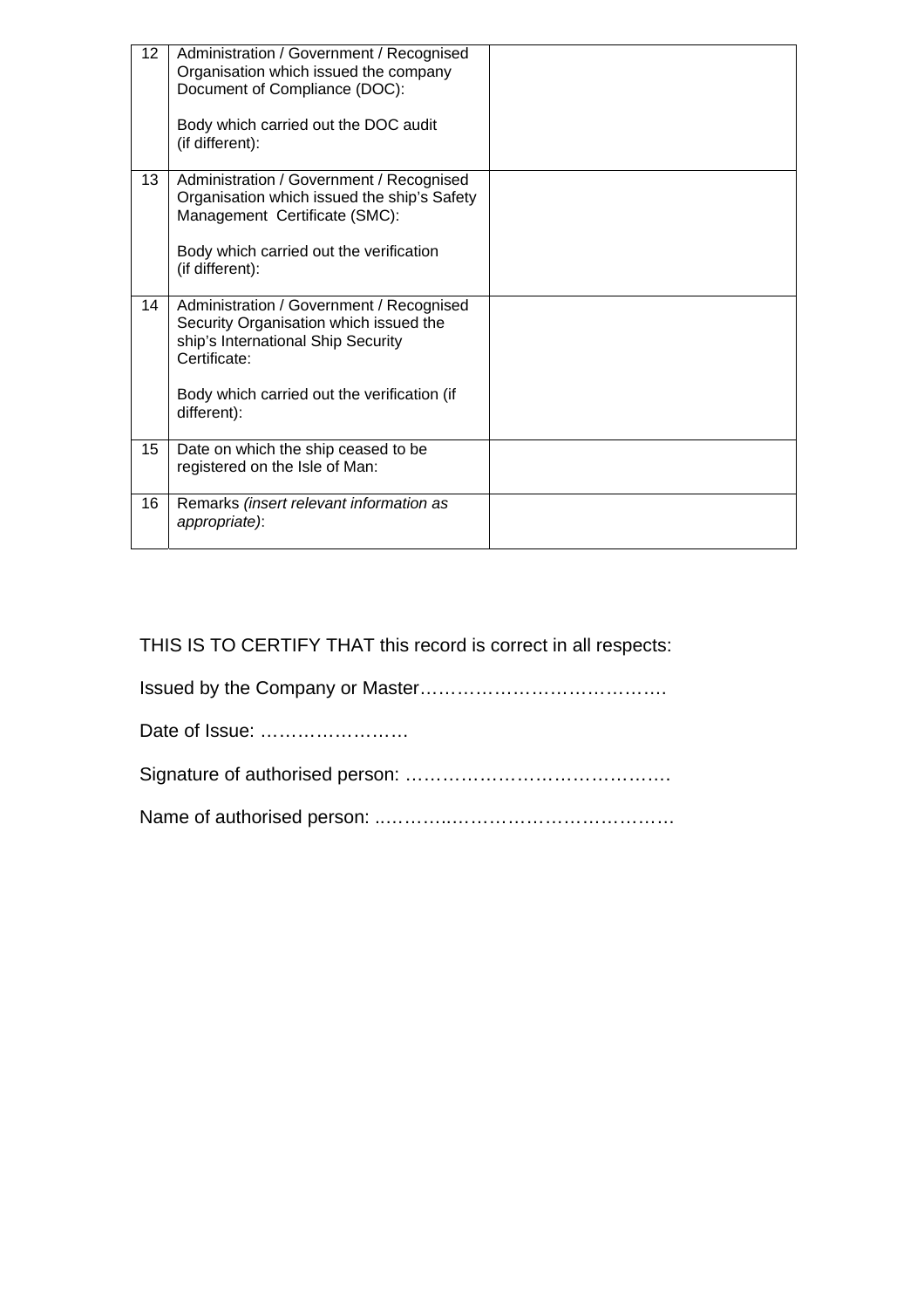| | | |
|---|---|---|
| 12 | Administration / Government / Recognised Organisation which issued the company Document of Compliance (DOC):<br><br>Body which carried out the DOC audit (if different): | |
| 13 | Administration / Government / Recognised Organisation which issued the ship's Safety Management Certificate (SMC):<br><br>Body which carried out the verification (if different): | |
| 14 | Administration / Government / Recognised Security Organisation which issued the ship's International Ship Security Certificate:<br><br>Body which carried out the verification (if different): | |
| 15 | Date on which the ship ceased to be registered on the Isle of Man: | |
| 16 | Remarks *(insert relevant information as appropriate)*: | |

THIS IS TO CERTIFY THAT this record is correct in all respects:

Issued by the Company or Master………………………………….

Date of Issue: ……………………

Signature of authorised person: …………………………………….

Name of authorised person: ..………..………………………………